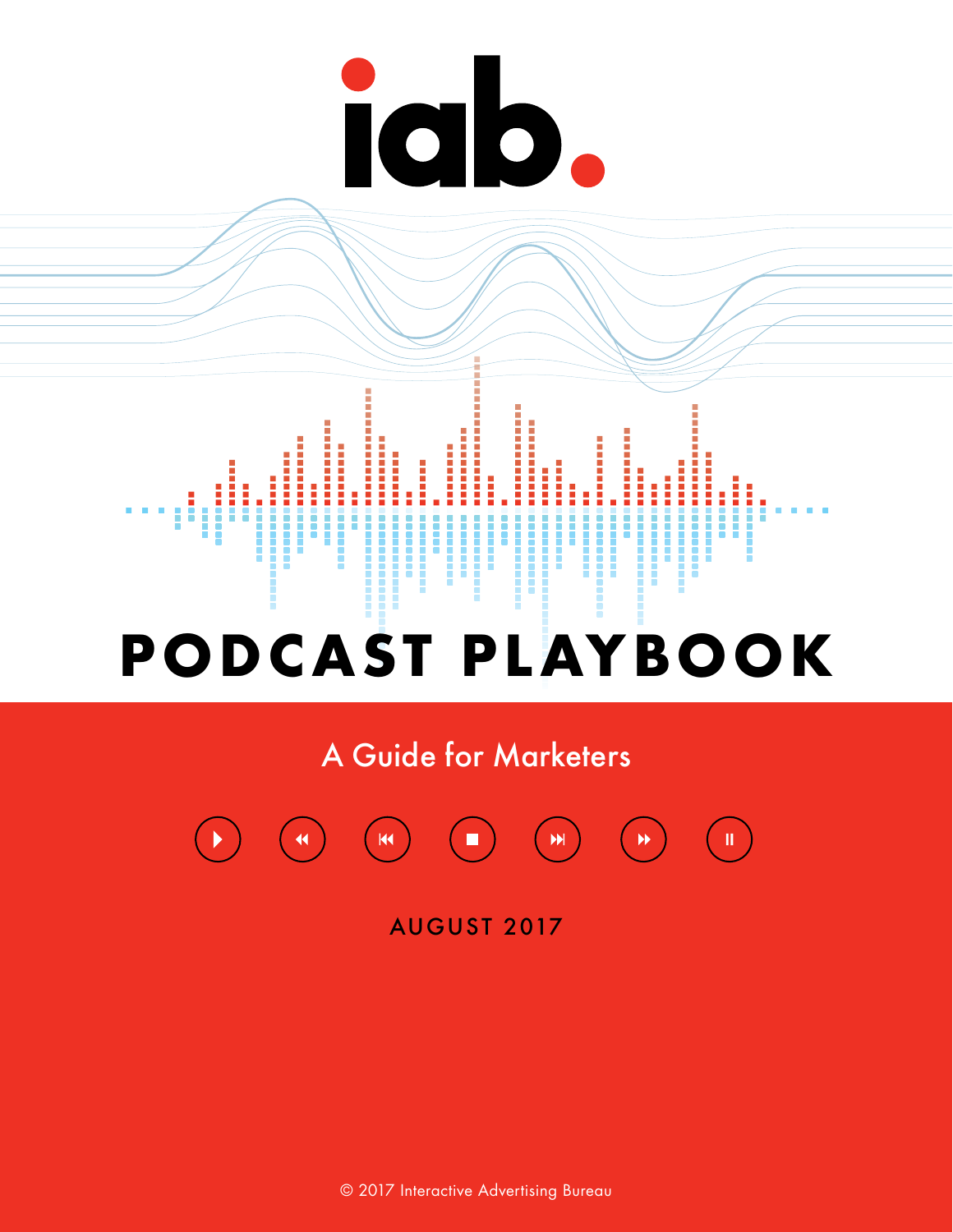iab.

# PODCAST PLAYBOOK

## A Guide for Marketers

AUGUST 2017

© 2017 Interactive Advertising Bureau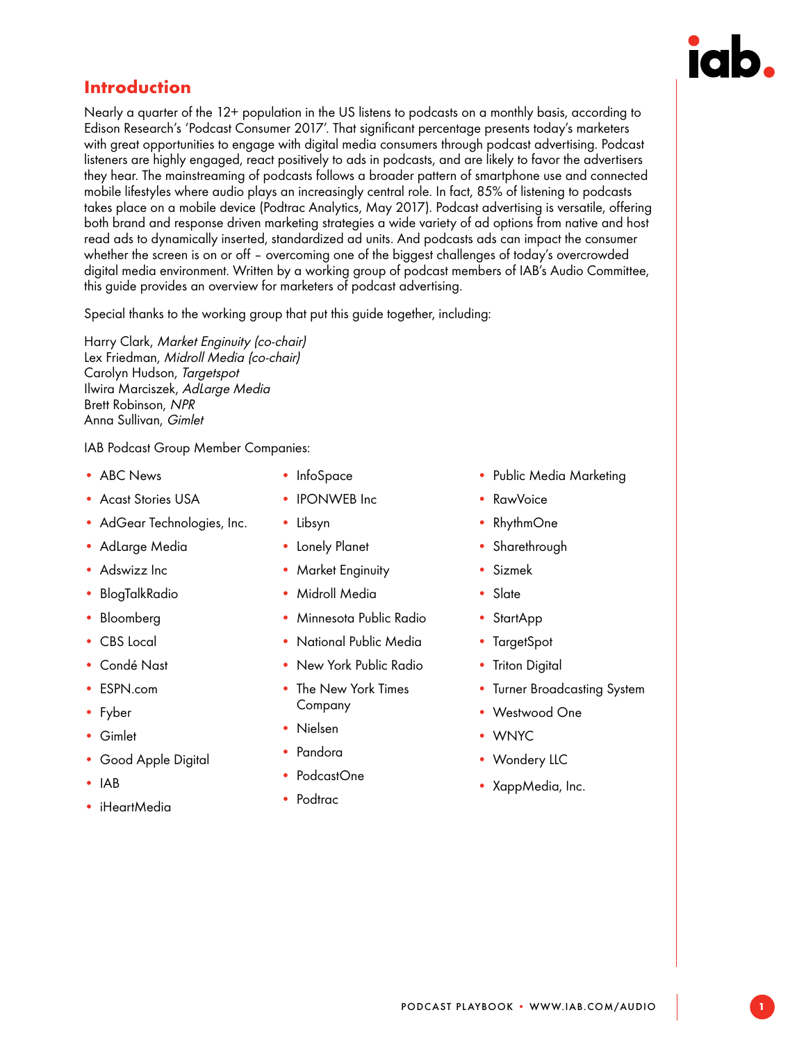## Introduction

Nearly a quarter of the 12+ population in the US listens to podcasts on a monthly basis, according to Edison Research's 'Podcast Consumer 2017'. That significant percentage presents today's marketers with great opportunities to engage with digital media consumers through podcast advertising. Podcast listeners are highly engaged, react positively to ads in podcasts, and are likely to favor the advertisers they hear. The mainstreaming of podcasts follows a broader pattern of smartphone use and connected mobile lifestyles where audio plays an increasingly central role. In fact, 85% of listening to podcasts takes place on a mobile device (Podtrac Analytics, May 2017). Podcast advertising is versatile, offering both brand and response driven marketing strategies a wide variety of ad options from native and host read ads to dynamically inserted, standardized ad units. And podcasts ads can impact the consumer whether the screen is on or off – overcoming one of the biggest challenges of today's overcrowded digital media environment. Written by a working group of podcast members of IAB's Audio Committee, this guide provides an overview for marketers of podcast advertising.

Special thanks to the working group that put this guide together, including:

Harry Clark, *Market Enginuity (co-chair)*
Lex Friedman, *Midroll Media (co-chair)*
Carolyn Hudson, *Targetspot*
Ilwira Marciszek, *AdLarge Media*
Brett Robinson, *NPR*
Anna Sullivan, *Gimlet*

IAB Podcast Group Member Companies:

- ABC News
- Acast Stories USA
- AdGear Technologies, Inc.
- AdLarge Media
- Adswizz Inc
- BlogTalkRadio
- Bloomberg
- CBS Local
- Condé Nast
- ESPN.com
- Fyber
- Gimlet
- Good Apple Digital
- IAB
- iHeartMedia
- InfoSpace
- IPONWEB Inc
- Libsyn
- Lonely Planet
- Market Enginuity
- Midroll Media
- Minnesota Public Radio
- National Public Media
- New York Public Radio
- The New York Times Company
- Nielsen
- Pandora
- PodcastOne
- Podtrac
- Public Media Marketing
- RawVoice
- RhythmOne
- Sharethrough
- Sizmek
- Slate
- StartApp
- TargetSpot
- Triton Digital
- Turner Broadcasting System
- Westwood One
- WNYC
- Wondery LLC
- XappMedia, Inc.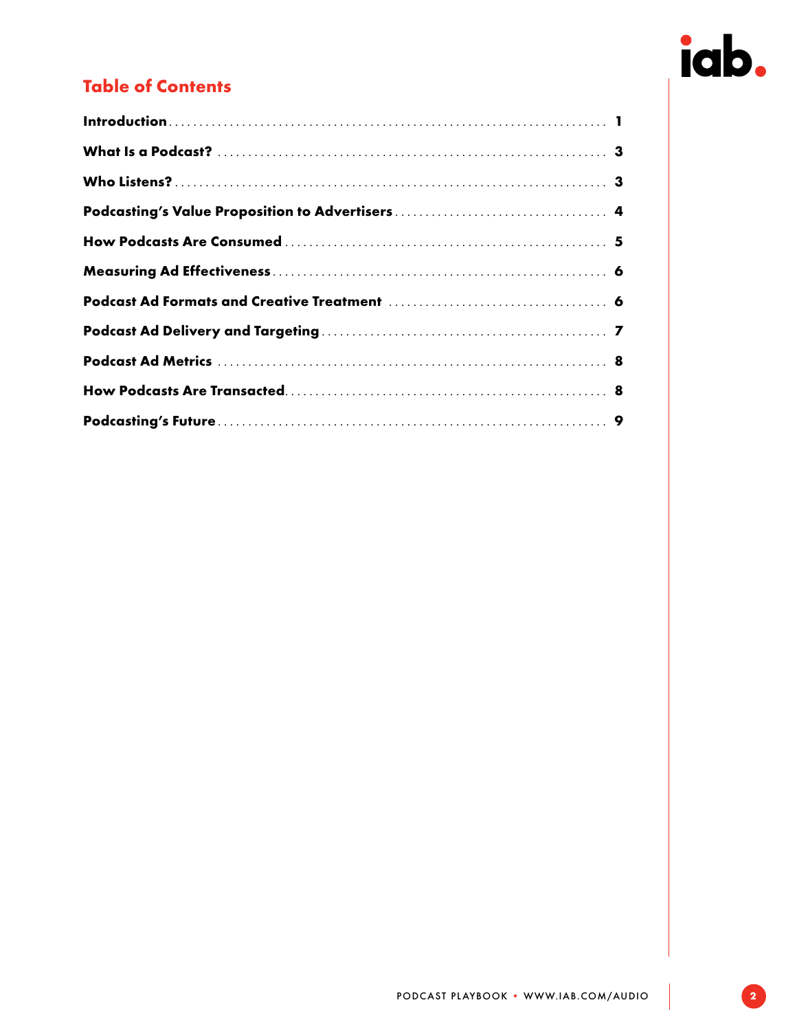## Table of Contents

| Section | Page |
|---|---|
| **Introduction** | **1** |
| **What Is a Podcast?** | **3** |
| **Who Listens?** | **3** |
| **Podcasting's Value Proposition to Advertisers** | **4** |
| **How Podcasts Are Consumed** | **5** |
| **Measuring Ad Effectiveness** | **6** |
| **Podcast Ad Formats and Creative Treatment** | **6** |
| **Podcast Ad Delivery and Targeting** | **7** |
| **Podcast Ad Metrics** | **8** |
| **How Podcasts Are Transacted** | **8** |
| **Podcasting's Future** | **9** |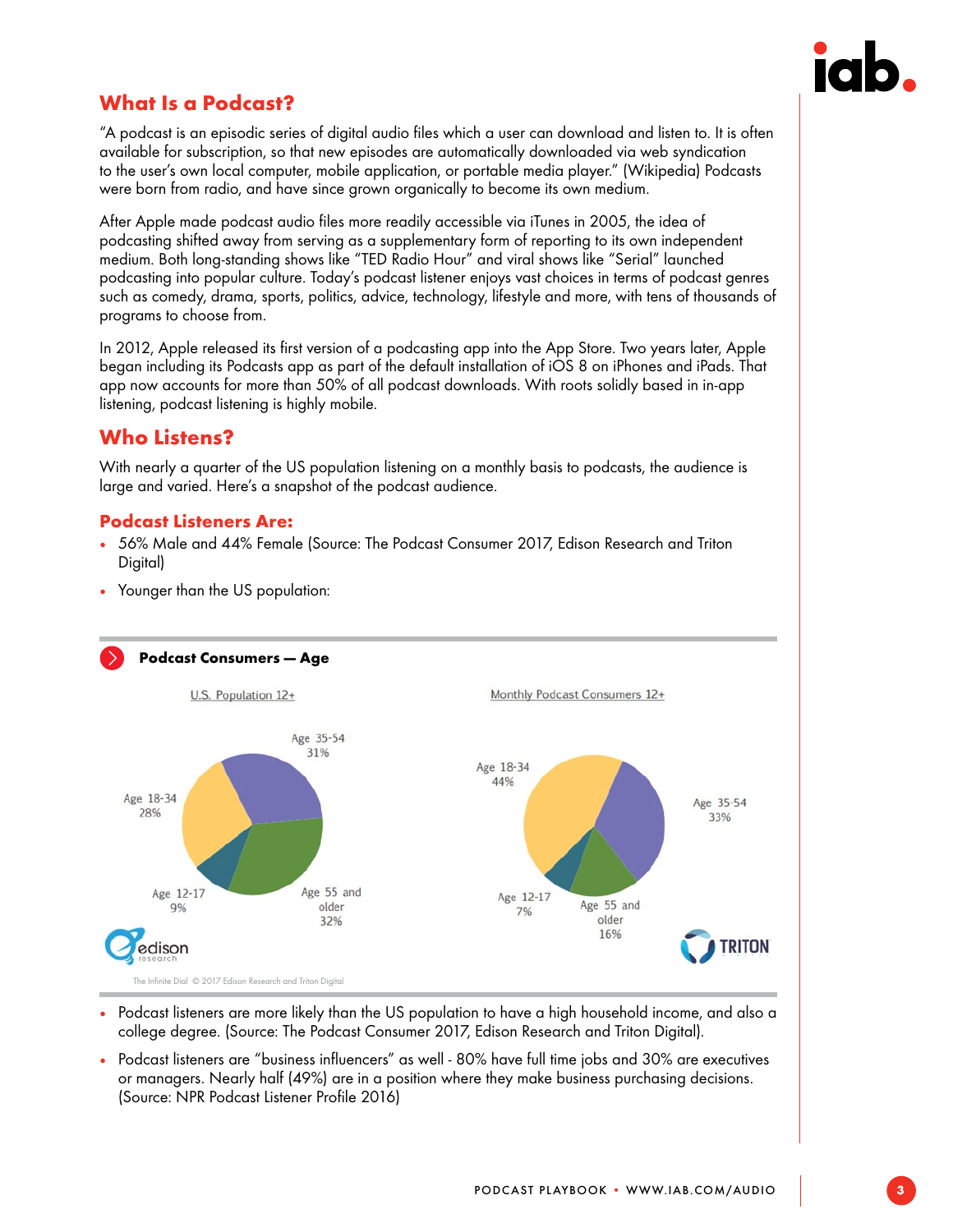## What Is a Podcast?

"A podcast is an episodic series of digital audio files which a user can download and listen to. It is often available for subscription, so that new episodes are automatically downloaded via web syndication to the user's own local computer, mobile application, or portable media player." (Wikipedia) Podcasts were born from radio, and have since grown organically to become its own medium.

After Apple made podcast audio files more readily accessible via iTunes in 2005, the idea of podcasting shifted away from serving as a supplementary form of reporting to its own independent medium. Both long-standing shows like "TED Radio Hour" and viral shows like "Serial" launched podcasting into popular culture. Today's podcast listener enjoys vast choices in terms of podcast genres such as comedy, drama, sports, politics, advice, technology, lifestyle and more, with tens of thousands of programs to choose from.

In 2012, Apple released its first version of a podcasting app into the App Store. Two years later, Apple began including its Podcasts app as part of the default installation of iOS 8 on iPhones and iPads. That app now accounts for more than 50% of all podcast downloads. With roots solidly based in in-app listening, podcast listening is highly mobile.

## Who Listens?

With nearly a quarter of the US population listening on a monthly basis to podcasts, the audience is large and varied. Here's a snapshot of the podcast audience.

### Podcast Listeners Are:

- 56% Male and 44% Female (Source: The Podcast Consumer 2017, Edison Research and Triton Digital)
- Younger than the US population:

**Podcast Consumers — Age**

U.S. Population 12+

| Age | Share |
|---|---|
| Age 12-17 | 9% |
| Age 18-34 | 28% |
| Age 35-54 | 31% |
| Age 55 and older | 32% |

Monthly Podcast Consumers 12+

| Age | Share |
|---|---|
| Age 12-17 | 7% |
| Age 18-34 | 44% |
| Age 35-54 | 33% |
| Age 55 and older | 16% |

The Infinite Dial © 2017 Edison Research and Triton Digital

- Podcast listeners are more likely than the US population to have a high household income, and also a college degree. (Source: The Podcast Consumer 2017, Edison Research and Triton Digital).
- Podcast listeners are "business influencers" as well - 80% have full time jobs and 30% are executives or managers. Nearly half (49%) are in a position where they make business purchasing decisions. (Source: NPR Podcast Listener Profile 2016)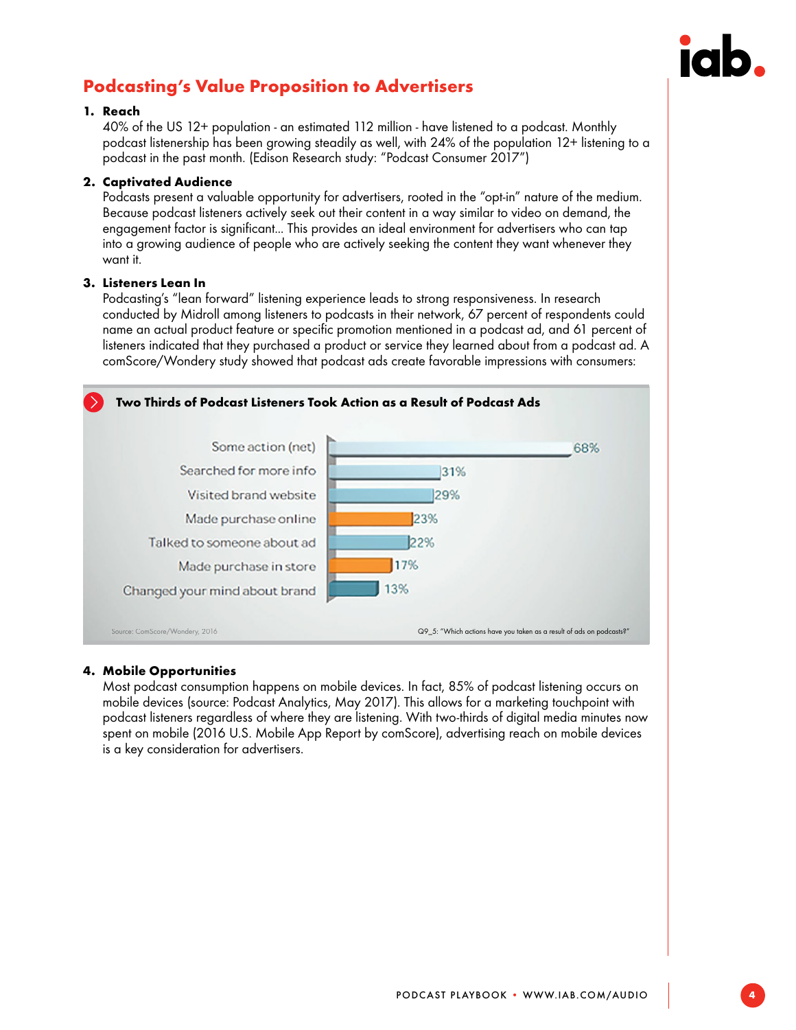## Podcasting's Value Proposition to Advertisers

1. **Reach**
   40% of the US 12+ population - an estimated 112 million - have listened to a podcast. Monthly podcast listenership has been growing steadily as well, with 24% of the population 12+ listening to a podcast in the past month. (Edison Research study: "Podcast Consumer 2017")

2. **Captivated Audience**
   Podcasts present a valuable opportunity for advertisers, rooted in the "opt-in" nature of the medium. Because podcast listeners actively seek out their content in a way similar to video on demand, the engagement factor is significant... This provides an ideal environment for advertisers who can tap into a growing audience of people who are actively seeking the content they want whenever they want it.

3. **Listeners Lean In**
   Podcasting's "lean forward" listening experience leads to strong responsiveness. In research conducted by Midroll among listeners to podcasts in their network, 67 percent of respondents could name an actual product feature or specific promotion mentioned in a podcast ad, and 61 percent of listeners indicated that they purchased a product or service they learned about from a podcast ad. A comScore/Wondery study showed that podcast ads create favorable impressions with consumers:

**Two Thirds of Podcast Listeners Took Action as a Result of Podcast Ads**

| Action | % |
|---|---|
| Some action (net) | 68% |
| Searched for more info | 31% |
| Visited brand website | 29% |
| Made purchase online | 23% |
| Talked to someone about ad | 22% |
| Made purchase in store | 17% |
| Changed your mind about brand | 13% |

Source: ComScore/Wondery, 2016

Q9_5: "Which actions have you taken as a result of ads on podcasts?"

4. **Mobile Opportunities**
   Most podcast consumption happens on mobile devices. In fact, 85% of podcast listening occurs on mobile devices (source: Podcast Analytics, May 2017). This allows for a marketing touchpoint with podcast listeners regardless of where they are listening. With two-thirds of digital media minutes now spent on mobile (2016 U.S. Mobile App Report by comScore), advertising reach on mobile devices is a key consideration for advertisers.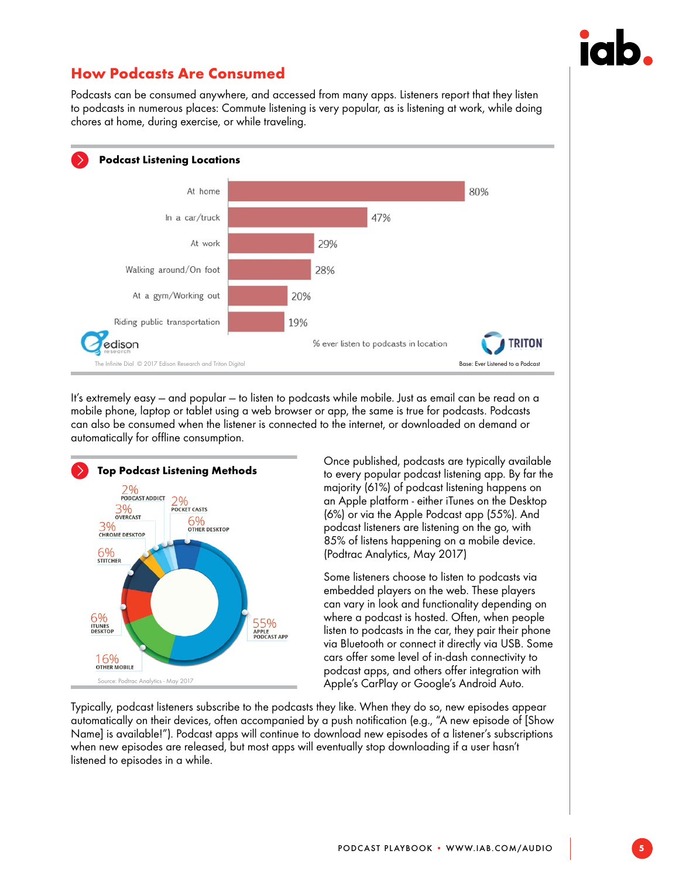## How Podcasts Are Consumed

Podcasts can be consumed anywhere, and accessed from many apps. Listeners report that they listen to podcasts in numerous places: Commute listening is very popular, as is listening at work, while doing chores at home, during exercise, or while traveling.

**Podcast Listening Locations**

| Location | % ever listen to podcasts in location |
|---|---|
| At home | 80% |
| In a car/truck | 47% |
| At work | 29% |
| Walking around/On foot | 28% |
| At a gym/Working out | 20% |
| Riding public transportation | 19% |

The Infinite Dial © 2017 Edison Research and Triton Digital

Base: Ever Listened to a Podcast

It's extremely easy – and popular – to listen to podcasts while mobile. Just as email can be read on a mobile phone, laptop or tablet using a web browser or app, the same is true for podcasts. Podcasts can also be consumed when the listener is connected to the internet, or downloaded on demand or automatically for offline consumption.

**Top Podcast Listening Methods**

| Method | Share |
|---|---|
| Apple Podcast App | 55% |
| Other Mobile | 16% |
| iTunes Desktop | 6% |
| Stitcher | 6% |
| Other Desktop | 6% |
| Chrome Desktop | 3% |
| Overcast | 3% |
| Podcast Addict | 2% |
| Pocket Casts | 2% |

Source: Podtrac Analytics - May 2017

Once published, podcasts are typically available to every popular podcast listening app. By far the majority (61%) of podcast listening happens on an Apple platform - either iTunes on the Desktop (6%) or via the Apple Podcast app (55%). And podcast listeners are listening on the go, with 85% of listens happening on a mobile device. (Podtrac Analytics, May 2017)

Some listeners choose to listen to podcasts via embedded players on the web. These players can vary in look and functionality depending on where a podcast is hosted. Often, when people listen to podcasts in the car, they pair their phone via Bluetooth or connect it directly via USB. Some cars offer some level of in-dash connectivity to podcast apps, and others offer integration with Apple's CarPlay or Google's Android Auto.

Typically, podcast listeners subscribe to the podcasts they like. When they do so, new episodes appear automatically on their devices, often accompanied by a push notification (e.g., "A new episode of [Show Name] is available!"). Podcast apps will continue to download new episodes of a listener's subscriptions when new episodes are released, but most apps will eventually stop downloading if a user hasn't listened to episodes in a while.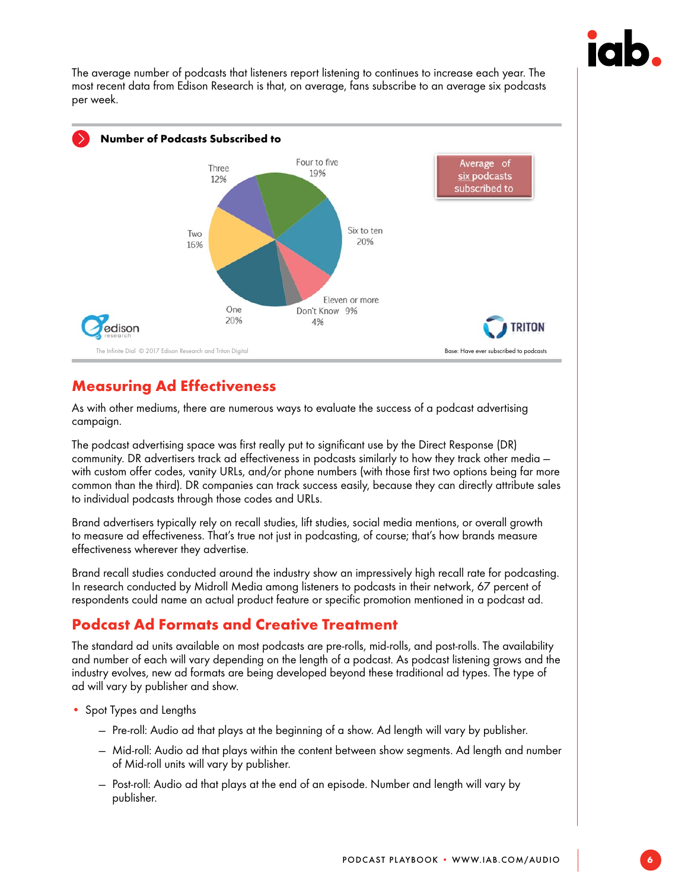The average number of podcasts that listeners report listening to continues to increase each year. The most recent data from Edison Research is that, on average, fans subscribe to an average six podcasts per week.

**Number of Podcasts Subscribed to**

| Number of podcasts | Percent |
| --- | --- |
| One | 20% |
| Two | 16% |
| Three | 12% |
| Four to five | 19% |
| Six to ten | 20% |
| Eleven or more | 9% |
| Don't Know | 4% |

Average of six podcasts subscribed to

The Infinite Dial © 2017 Edison Research and Triton Digital

Base: Have ever subscribed to podcasts

## Measuring Ad Effectiveness

As with other mediums, there are numerous ways to evaluate the success of a podcast advertising campaign.

The podcast advertising space was first really put to significant use by the Direct Response (DR) community. DR advertisers track ad effectiveness in podcasts similarly to how they track other media – with custom offer codes, vanity URLs, and/or phone numbers (with those first two options being far more common than the third). DR companies can track success easily, because they can directly attribute sales to individual podcasts through those codes and URLs.

Brand advertisers typically rely on recall studies, lift studies, social media mentions, or overall growth to measure ad effectiveness. That's true not just in podcasting, of course; that's how brands measure effectiveness wherever they advertise.

Brand recall studies conducted around the industry show an impressively high recall rate for podcasting. In research conducted by Midroll Media among listeners to podcasts in their network, 67 percent of respondents could name an actual product feature or specific promotion mentioned in a podcast ad.

## Podcast Ad Formats and Creative Treatment

The standard ad units available on most podcasts are pre-rolls, mid-rolls, and post-rolls. The availability and number of each will vary depending on the length of a podcast. As podcast listening grows and the industry evolves, new ad formats are being developed beyond these traditional ad types. The type of ad will vary by publisher and show.

- Spot Types and Lengths
  - Pre-roll: Audio ad that plays at the beginning of a show. Ad length will vary by publisher.
  - Mid-roll: Audio ad that plays within the content between show segments. Ad length and number of Mid-roll units will vary by publisher.
  - Post-roll: Audio ad that plays at the end of an episode. Number and length will vary by publisher.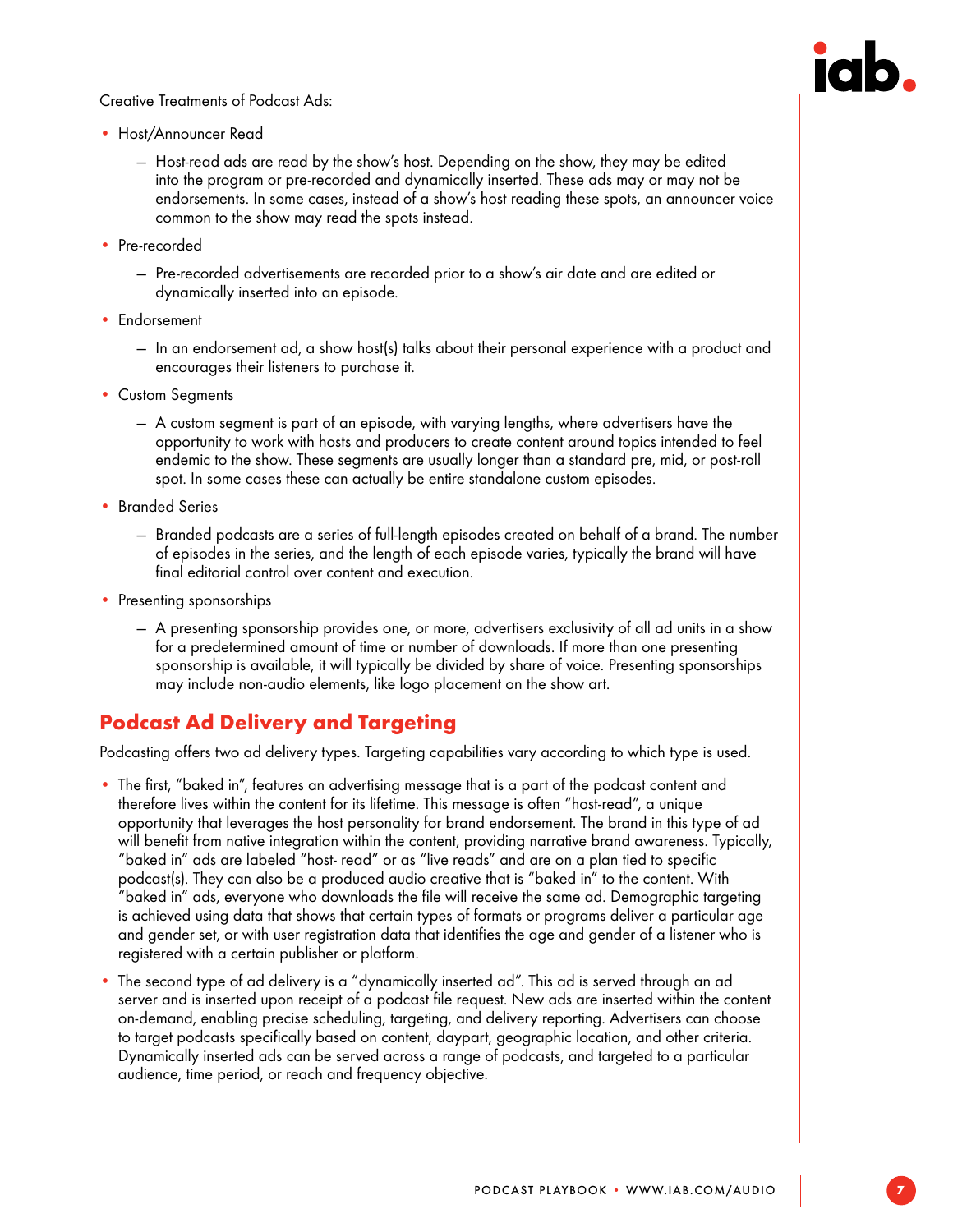Creative Treatments of Podcast Ads:

- Host/Announcer Read
  - Host-read ads are read by the show's host. Depending on the show, they may be edited into the program or pre-recorded and dynamically inserted. These ads may or may not be endorsements. In some cases, instead of a show's host reading these spots, an announcer voice common to the show may read the spots instead.
- Pre-recorded
  - Pre-recorded advertisements are recorded prior to a show's air date and are edited or dynamically inserted into an episode.
- Endorsement
  - In an endorsement ad, a show host(s) talks about their personal experience with a product and encourages their listeners to purchase it.
- Custom Segments
  - A custom segment is part of an episode, with varying lengths, where advertisers have the opportunity to work with hosts and producers to create content around topics intended to feel endemic to the show. These segments are usually longer than a standard pre, mid, or post-roll spot. In some cases these can actually be entire standalone custom episodes.
- Branded Series
  - Branded podcasts are a series of full-length episodes created on behalf of a brand. The number of episodes in the series, and the length of each episode varies, typically the brand will have final editorial control over content and execution.
- Presenting sponsorships
  - A presenting sponsorship provides one, or more, advertisers exclusivity of all ad units in a show for a predetermined amount of time or number of downloads. If more than one presenting sponsorship is available, it will typically be divided by share of voice. Presenting sponsorships may include non-audio elements, like logo placement on the show art.

## Podcast Ad Delivery and Targeting

Podcasting offers two ad delivery types. Targeting capabilities vary according to which type is used.

- The first, "baked in", features an advertising message that is a part of the podcast content and therefore lives within the content for its lifetime. This message is often "host-read", a unique opportunity that leverages the host personality for brand endorsement. The brand in this type of ad will benefit from native integration within the content, providing narrative brand awareness. Typically, "baked in" ads are labeled "host- read" or as "live reads" and are on a plan tied to specific podcast(s). They can also be a produced audio creative that is "baked in" to the content. With "baked in" ads, everyone who downloads the file will receive the same ad. Demographic targeting is achieved using data that shows that certain types of formats or programs deliver a particular age and gender set, or with user registration data that identifies the age and gender of a listener who is registered with a certain publisher or platform.
- The second type of ad delivery is a "dynamically inserted ad". This ad is served through an ad server and is inserted upon receipt of a podcast file request. New ads are inserted within the content on-demand, enabling precise scheduling, targeting, and delivery reporting. Advertisers can choose to target podcasts specifically based on content, daypart, geographic location, and other criteria. Dynamically inserted ads can be served across a range of podcasts, and targeted to a particular audience, time period, or reach and frequency objective.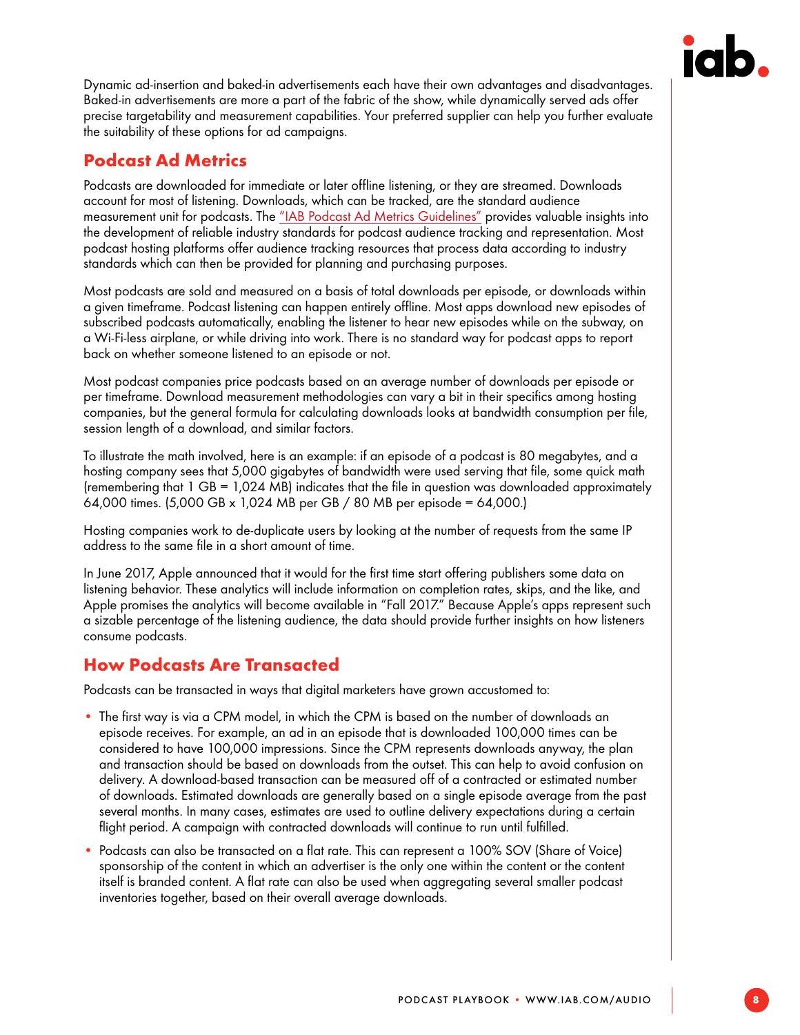Dynamic ad-insertion and baked-in advertisements each have their own advantages and disadvantages. Baked-in advertisements are more a part of the fabric of the show, while dynamically served ads offer precise targetability and measurement capabilities. Your preferred supplier can help you further evaluate the suitability of these options for ad campaigns.

## Podcast Ad Metrics

Podcasts are downloaded for immediate or later offline listening, or they are streamed. Downloads account for most of listening. Downloads, which can be tracked, are the standard audience measurement unit for podcasts. The "IAB Podcast Ad Metrics Guidelines" provides valuable insights into the development of reliable industry standards for podcast audience tracking and representation. Most podcast hosting platforms offer audience tracking resources that process data according to industry standards which can then be provided for planning and purchasing purposes.

Most podcasts are sold and measured on a basis of total downloads per episode, or downloads within a given timeframe. Podcast listening can happen entirely offline. Most apps download new episodes of subscribed podcasts automatically, enabling the listener to hear new episodes while on the subway, on a Wi-Fi-less airplane, or while driving into work. There is no standard way for podcast apps to report back on whether someone listened to an episode or not.

Most podcast companies price podcasts based on an average number of downloads per episode or per timeframe. Download measurement methodologies can vary a bit in their specifics among hosting companies, but the general formula for calculating downloads looks at bandwidth consumption per file, session length of a download, and similar factors.

To illustrate the math involved, here is an example: if an episode of a podcast is 80 megabytes, and a hosting company sees that 5,000 gigabytes of bandwidth were used serving that file, some quick math (remembering that 1 GB = 1,024 MB) indicates that the file in question was downloaded approximately 64,000 times. (5,000 GB x 1,024 MB per GB / 80 MB per episode = 64,000.)

Hosting companies work to de-duplicate users by looking at the number of requests from the same IP address to the same file in a short amount of time.

In June 2017, Apple announced that it would for the first time start offering publishers some data on listening behavior. These analytics will include information on completion rates, skips, and the like, and Apple promises the analytics will become available in "Fall 2017." Because Apple's apps represent such a sizable percentage of the listening audience, the data should provide further insights on how listeners consume podcasts.

## How Podcasts Are Transacted

Podcasts can be transacted in ways that digital marketers have grown accustomed to:

- The first way is via a CPM model, in which the CPM is based on the number of downloads an episode receives. For example, an ad in an episode that is downloaded 100,000 times can be considered to have 100,000 impressions. Since the CPM represents downloads anyway, the plan and transaction should be based on downloads from the outset. This can help to avoid confusion on delivery. A download-based transaction can be measured off of a contracted or estimated number of downloads. Estimated downloads are generally based on a single episode average from the past several months. In many cases, estimates are used to outline delivery expectations during a certain flight period. A campaign with contracted downloads will continue to run until fulfilled.
- Podcasts can also be transacted on a flat rate. This can represent a 100% SOV (Share of Voice) sponsorship of the content in which an advertiser is the only one within the content or the content itself is branded content. A flat rate can also be used when aggregating several smaller podcast inventories together, based on their overall average downloads.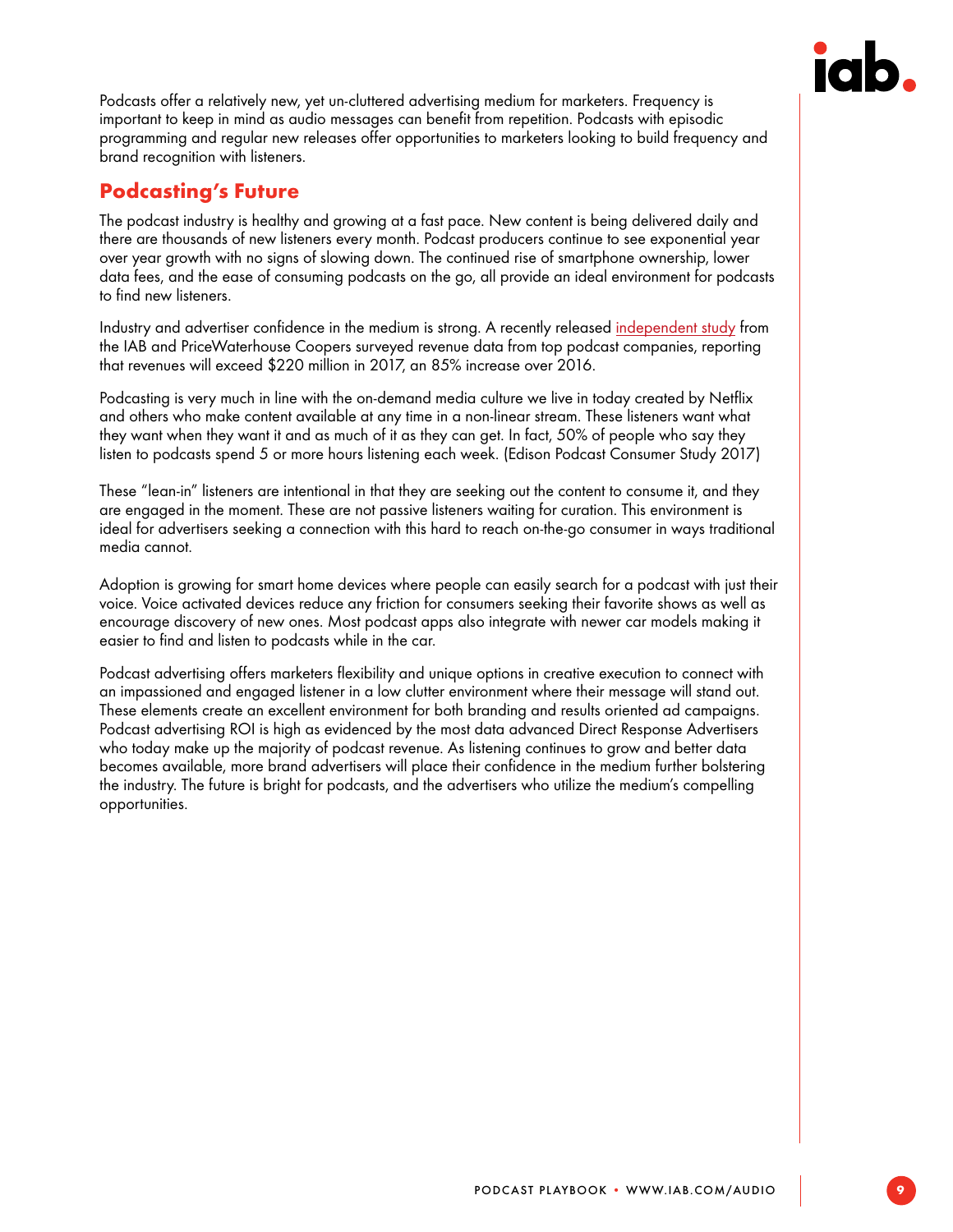Podcasts offer a relatively new, yet un-cluttered advertising medium for marketers. Frequency is important to keep in mind as audio messages can benefit from repetition. Podcasts with episodic programming and regular new releases offer opportunities to marketers looking to build frequency and brand recognition with listeners.

## Podcasting's Future

The podcast industry is healthy and growing at a fast pace. New content is being delivered daily and there are thousands of new listeners every month. Podcast producers continue to see exponential year over year growth with no signs of slowing down. The continued rise of smartphone ownership, lower data fees, and the ease of consuming podcasts on the go, all provide an ideal environment for podcasts to find new listeners.

Industry and advertiser confidence in the medium is strong. A recently released independent study from the IAB and PriceWaterhouse Coopers surveyed revenue data from top podcast companies, reporting that revenues will exceed $220 million in 2017, an 85% increase over 2016.

Podcasting is very much in line with the on-demand media culture we live in today created by Netflix and others who make content available at any time in a non-linear stream. These listeners want what they want when they want it and as much of it as they can get. In fact, 50% of people who say they listen to podcasts spend 5 or more hours listening each week. (Edison Podcast Consumer Study 2017)

These "lean-in" listeners are intentional in that they are seeking out the content to consume it, and they are engaged in the moment. These are not passive listeners waiting for curation. This environment is ideal for advertisers seeking a connection with this hard to reach on-the-go consumer in ways traditional media cannot.

Adoption is growing for smart home devices where people can easily search for a podcast with just their voice. Voice activated devices reduce any friction for consumers seeking their favorite shows as well as encourage discovery of new ones. Most podcast apps also integrate with newer car models making it easier to find and listen to podcasts while in the car.

Podcast advertising offers marketers flexibility and unique options in creative execution to connect with an impassioned and engaged listener in a low clutter environment where their message will stand out. These elements create an excellent environment for both branding and results oriented ad campaigns. Podcast advertising ROI is high as evidenced by the most data advanced Direct Response Advertisers who today make up the majority of podcast revenue. As listening continues to grow and better data becomes available, more brand advertisers will place their confidence in the medium further bolstering the industry. The future is bright for podcasts, and the advertisers who utilize the medium's compelling opportunities.